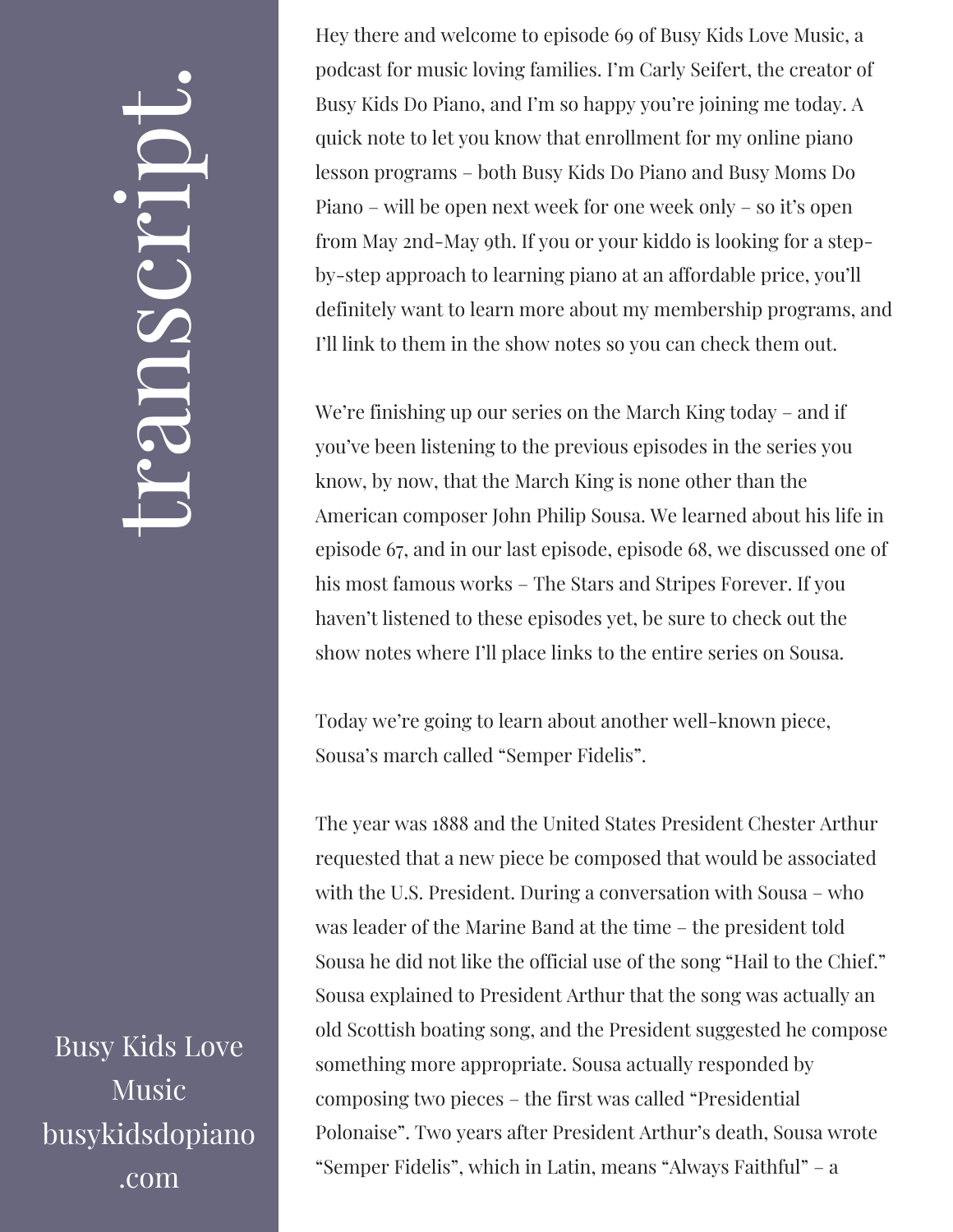# transcript.

Hey there and welcome to episode 69 of Busy Kids Love Music, a podcast for music loving families. I'm Carly Seifert, the creator of Busy Kids Do Piano, and I'm so happy you're joining me today. A quick note to let you know that enrollment for my online piano lesson programs – both Busy Kids Do Piano and Busy Moms Do Piano – will be open next week for one week only – so it's open from May 2nd-May 9th. If you or your kiddo is looking for a step-by-step approach to learning piano at an affordable price, you'll definitely want to learn more about my membership programs, and I'll link to them in the show notes so you can check them out.

We're finishing up our series on the March King today – and if you've been listening to the previous episodes in the series you know, by now, that the March King is none other than the American composer John Philip Sousa. We learned about his life in episode 67, and in our last episode, episode 68, we discussed one of his most famous works – The Stars and Stripes Forever. If you haven't listened to these episodes yet, be sure to check out the show notes where I'll place links to the entire series on Sousa.

Today we're going to learn about another well-known piece, Sousa's march called "Semper Fidelis".

The year was 1888 and the United States President Chester Arthur requested that a new piece be composed that would be associated with the U.S. President. During a conversation with Sousa – who was leader of the Marine Band at the time – the president told Sousa he did not like the official use of the song "Hail to the Chief." Sousa explained to President Arthur that the song was actually an old Scottish boating song, and the President suggested he compose something more appropriate. Sousa actually responded by composing two pieces – the first was called "Presidential Polonaise". Two years after President Arthur's death, Sousa wrote "Semper Fidelis", which in Latin, means "Always Faithful" – a

Busy Kids Love Music
busykidsdopiano.com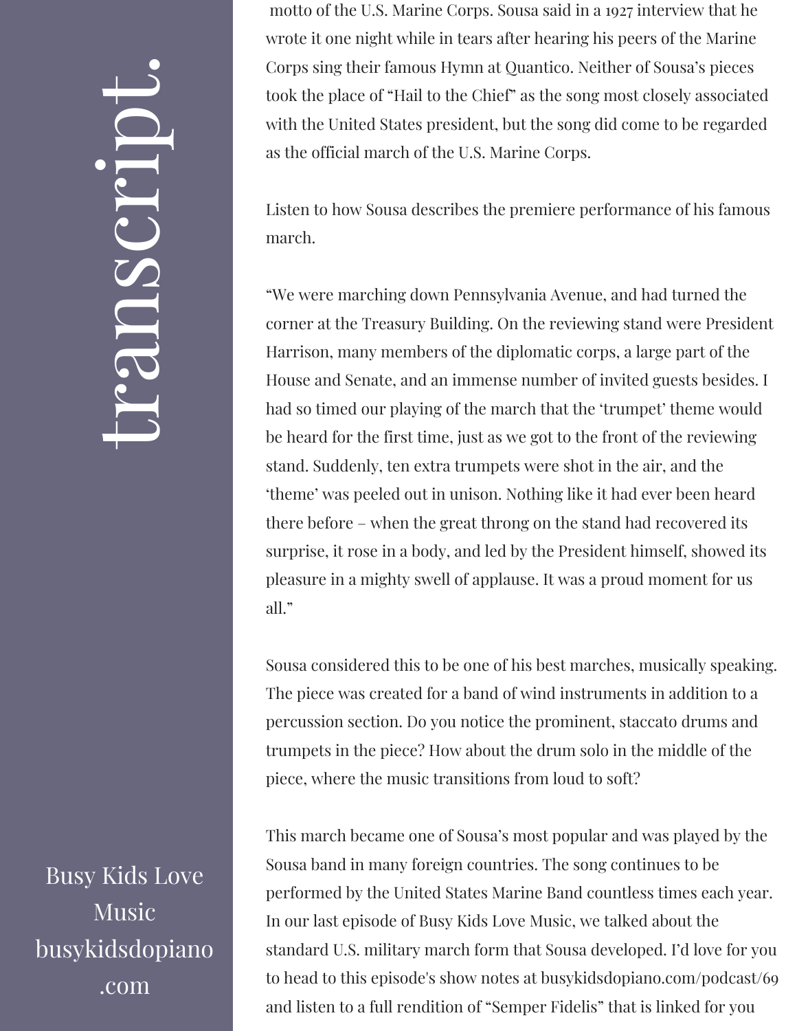motto of the U.S. Marine Corps. Sousa said in a 1927 interview that he wrote it one night while in tears after hearing his peers of the Marine Corps sing their famous Hymn at Quantico. Neither of Sousa's pieces took the place of "Hail to the Chief" as the song most closely associated with the United States president, but the song did come to be regarded as the official march of the U.S. Marine Corps.

Listen to how Sousa describes the premiere performance of his famous march.

"We were marching down Pennsylvania Avenue, and had turned the corner at the Treasury Building. On the reviewing stand were President Harrison, many members of the diplomatic corps, a large part of the House and Senate, and an immense number of invited guests besides. I had so timed our playing of the march that the 'trumpet' theme would be heard for the first time, just as we got to the front of the reviewing stand. Suddenly, ten extra trumpets were shot in the air, and the 'theme' was peeled out in unison. Nothing like it had ever been heard there before – when the great throng on the stand had recovered its surprise, it rose in a body, and led by the President himself, showed its pleasure in a mighty swell of applause. It was a proud moment for us all."

Sousa considered this to be one of his best marches, musically speaking. The piece was created for a band of wind instruments in addition to a percussion section. Do you notice the prominent, staccato drums and trumpets in the piece? How about the drum solo in the middle of the piece, where the music transitions from loud to soft?

This march became one of Sousa's most popular and was played by the Sousa band in many foreign countries. The song continues to be performed by the United States Marine Band countless times each year. In our last episode of Busy Kids Love Music, we talked about the standard U.S. military march form that Sousa developed. I'd love for you to head to this episode's show notes at busykidsdopiano.com/podcast/69 and listen to a full rendition of "Semper Fidelis" that is linked for you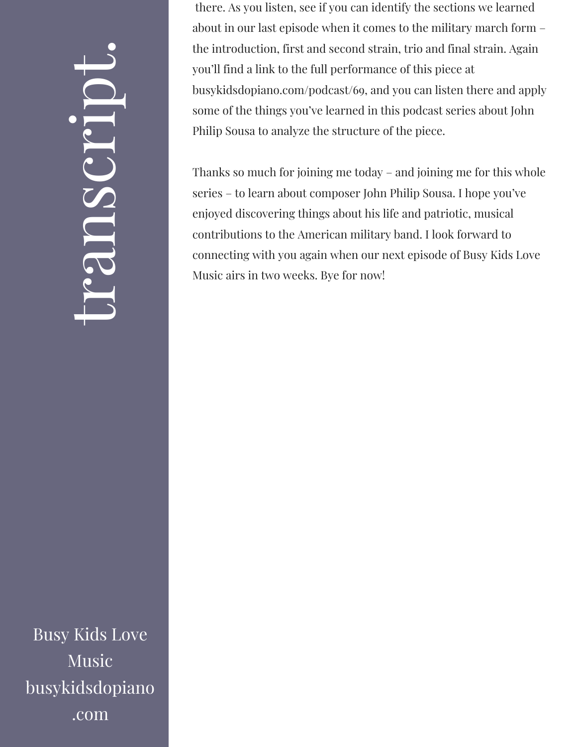there. As you listen, see if you can identify the sections we learned about in our last episode when it comes to the military march form – the introduction, first and second strain, trio and final strain. Again you'll find a link to the full performance of this piece at busykidsdopiano.com/podcast/69, and you can listen there and apply some of the things you've learned in this podcast series about John Philip Sousa to analyze the structure of the piece.

Thanks so much for joining me today – and joining me for this whole series – to learn about composer John Philip Sousa. I hope you've enjoyed discovering things about his life and patriotic, musical contributions to the American military band. I look forward to connecting with you again when our next episode of Busy Kids Love Music airs in two weeks. Bye for now!